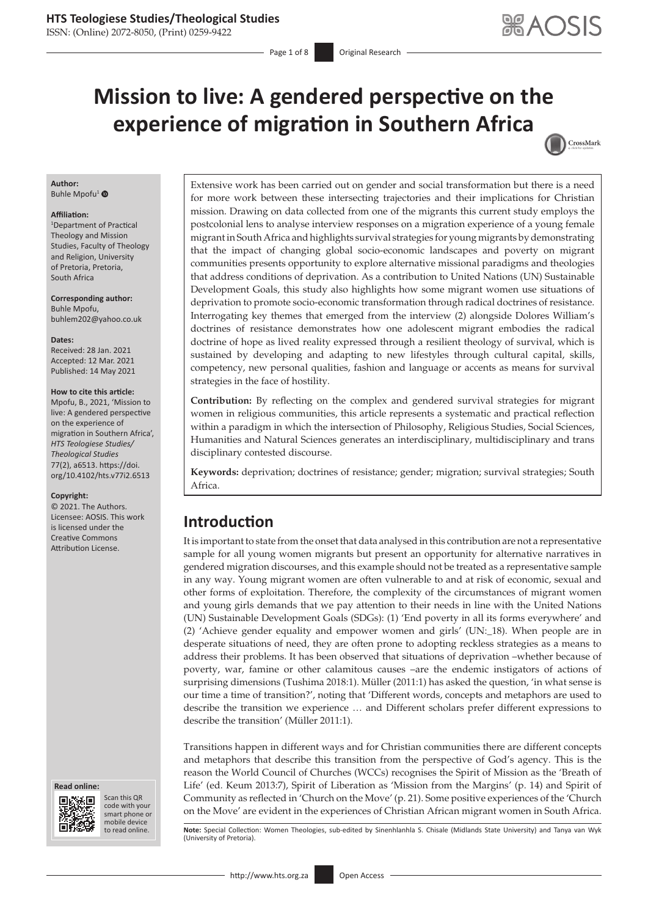# Mission to live: A gendered perspective on the experience of migration in Southern Africa

**Author:**
Buhle Mpofu[1]

**Affiliation:**
[1]Department of Practical Theology and Mission Studies, Faculty of Theology and Religion, University of Pretoria, Pretoria, South Africa

**Corresponding author:**
Buhle Mpofu,
buhlem202@yahoo.co.uk

**Dates:**
Received: 28 Jan. 2021
Accepted: 12 Mar. 2021
Published: 14 May 2021

**How to cite this article:**
Mpofu, B., 2021, 'Mission to live: A gendered perspective on the experience of migration in Southern Africa', *HTS Teologiese Studies/Theological Studies* 77(2), a6513. https://doi.org/10.4102/hts.v77i2.6513

**Copyright:**
© 2021. The Authors. Licensee: AOSIS. This work is licensed under the Creative Commons Attribution License.

Extensive work has been carried out on gender and social transformation but there is a need for more work between these intersecting trajectories and their implications for Christian mission. Drawing on data collected from one of the migrants this current study employs the postcolonial lens to analyse interview responses on a migration experience of a young female migrant in South Africa and highlights survival strategies for young migrants by demonstrating that the impact of changing global socio-economic landscapes and poverty on migrant communities presents opportunity to explore alternative missional paradigms and theologies that address conditions of deprivation. As a contribution to United Nations (UN) Sustainable Development Goals, this study also highlights how some migrant women use situations of deprivation to promote socio-economic transformation through radical doctrines of resistance. Interrogating key themes that emerged from the interview (2) alongside Dolores William's doctrines of resistance demonstrates how one adolescent migrant embodies the radical doctrine of hope as lived reality expressed through a resilient theology of survival, which is sustained by developing and adapting to new lifestyles through cultural capital, skills, competency, new personal qualities, fashion and language or accents as means for survival strategies in the face of hostility.

**Contribution:** By reflecting on the complex and gendered survival strategies for migrant women in religious communities, this article represents a systematic and practical reflection within a paradigm in which the intersection of Philosophy, Religious Studies, Social Sciences, Humanities and Natural Sciences generates an interdisciplinary, multidisciplinary and trans disciplinary contested discourse.

**Keywords:** deprivation; doctrines of resistance; gender; migration; survival strategies; South Africa.

## Introduction

It is important to state from the onset that data analysed in this contribution are not a representative sample for all young women migrants but present an opportunity for alternative narratives in gendered migration discourses, and this example should not be treated as a representative sample in any way. Young migrant women are often vulnerable to and at risk of economic, sexual and other forms of exploitation. Therefore, the complexity of the circumstances of migrant women and young girls demands that we pay attention to their needs in line with the United Nations (UN) Sustainable Development Goals (SDGs): (1) 'End poverty in all its forms everywhere' and (2) 'Achieve gender equality and empower women and girls' (UN:_18). When people are in desperate situations of need, they are often prone to adopting reckless strategies as a means to address their problems. It has been observed that situations of deprivation –whether because of poverty, war, famine or other calamitous causes –are the endemic instigators of actions of surprising dimensions (Tushima 2018:1). Müller (2011:1) has asked the question, 'in what sense is our time a time of transition?', noting that 'Different words, concepts and metaphors are used to describe the transition we experience … and Different scholars prefer different expressions to describe the transition' (Müller 2011:1).

Transitions happen in different ways and for Christian communities there are different concepts and metaphors that describe this transition from the perspective of God's agency. This is the reason the World Council of Churches (WCCs) recognises the Spirit of Mission as the 'Breath of Life' (ed. Keum 2013:7), Spirit of Liberation as 'Mission from the Margins' (p. 14) and Spirit of Community as reflected in 'Church on the Move' (p. 21). Some positive experiences of the 'Church on the Move' are evident in the experiences of Christian African migrant women in South Africa.

**Note:** Special Collection: Women Theologies, sub-edited by Sinenhlanhla S. Chisale (Midlands State University) and Tanya van Wyk (University of Pretoria).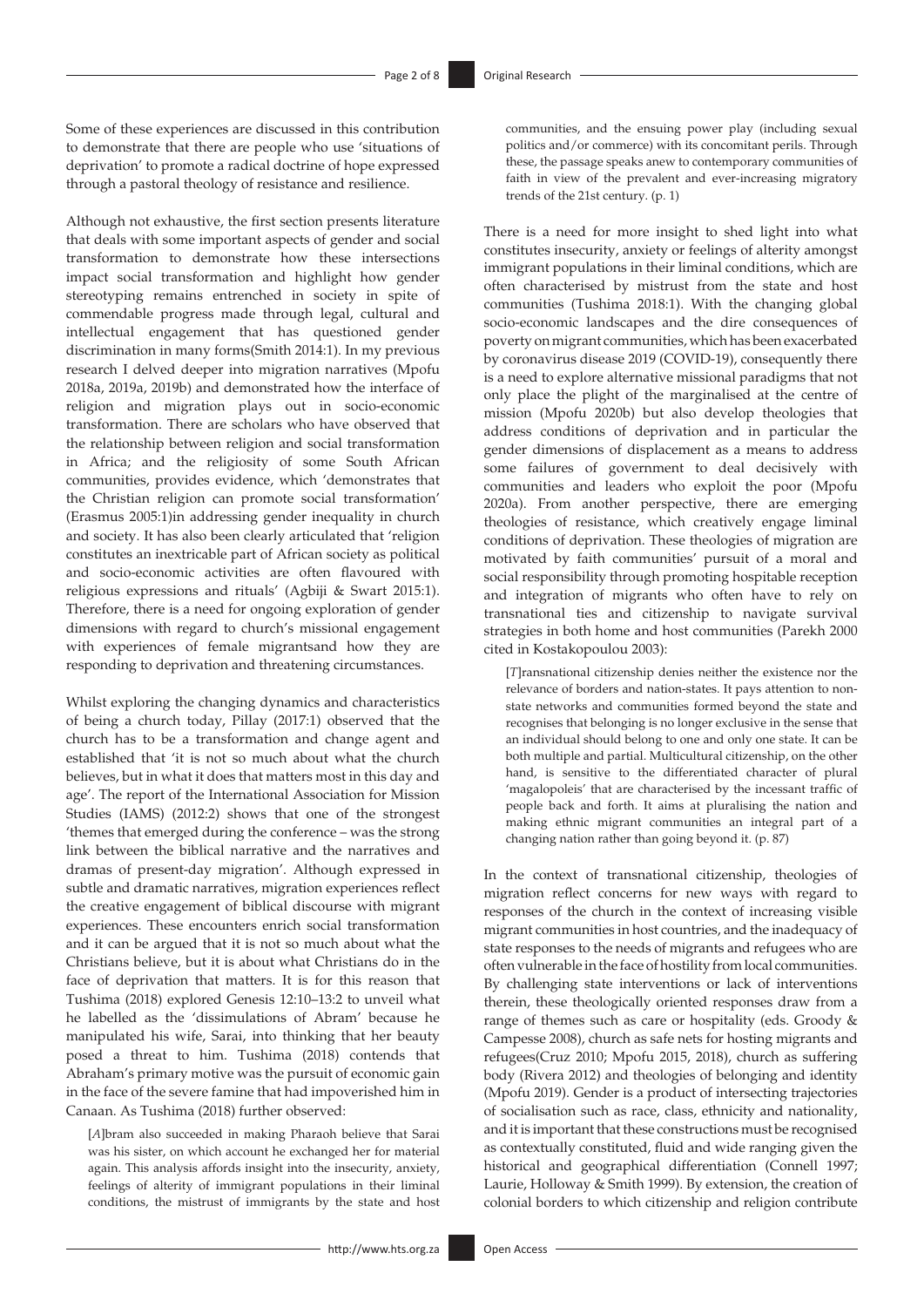Some of these experiences are discussed in this contribution to demonstrate that there are people who use 'situations of deprivation' to promote a radical doctrine of hope expressed through a pastoral theology of resistance and resilience.

Although not exhaustive, the first section presents literature that deals with some important aspects of gender and social transformation to demonstrate how these intersections impact social transformation and highlight how gender stereotyping remains entrenched in society in spite of commendable progress made through legal, cultural and intellectual engagement that has questioned gender discrimination in many forms(Smith 2014:1). In my previous research I delved deeper into migration narratives (Mpofu 2018a, 2019a, 2019b) and demonstrated how the interface of religion and migration plays out in socio-economic transformation. There are scholars who have observed that the relationship between religion and social transformation in Africa; and the religiosity of some South African communities, provides evidence, which 'demonstrates that the Christian religion can promote social transformation' (Erasmus 2005:1)in addressing gender inequality in church and society. It has also been clearly articulated that 'religion constitutes an inextricable part of African society as political and socio-economic activities are often flavoured with religious expressions and rituals' (Agbiji & Swart 2015:1). Therefore, there is a need for ongoing exploration of gender dimensions with regard to church's missional engagement with experiences of female migrantsand how they are responding to deprivation and threatening circumstances.

Whilst exploring the changing dynamics and characteristics of being a church today, Pillay (2017:1) observed that the church has to be a transformation and change agent and established that 'it is not so much about what the church believes, but in what it does that matters most in this day and age'. The report of the International Association for Mission Studies (IAMS) (2012:2) shows that one of the strongest 'themes that emerged during the conference – was the strong link between the biblical narrative and the narratives and dramas of present-day migration'. Although expressed in subtle and dramatic narratives, migration experiences reflect the creative engagement of biblical discourse with migrant experiences. These encounters enrich social transformation and it can be argued that it is not so much about what the Christians believe, but it is about what Christians do in the face of deprivation that matters. It is for this reason that Tushima (2018) explored Genesis 12:10–13:2 to unveil what he labelled as the 'dissimulations of Abram' because he manipulated his wife, Sarai, into thinking that her beauty posed a threat to him. Tushima (2018) contends that Abraham's primary motive was the pursuit of economic gain in the face of the severe famine that had impoverished him in Canaan. As Tushima (2018) further observed:

> [*A*]bram also succeeded in making Pharaoh believe that Sarai was his sister, on which account he exchanged her for material again. This analysis affords insight into the insecurity, anxiety, feelings of alterity of immigrant populations in their liminal conditions, the mistrust of immigrants by the state and host communities, and the ensuing power play (including sexual politics and/or commerce) with its concomitant perils. Through these, the passage speaks anew to contemporary communities of faith in view of the prevalent and ever-increasing migratory trends of the 21st century. (p. 1)

There is a need for more insight to shed light into what constitutes insecurity, anxiety or feelings of alterity amongst immigrant populations in their liminal conditions, which are often characterised by mistrust from the state and host communities (Tushima 2018:1). With the changing global socio-economic landscapes and the dire consequences of poverty on migrant communities, which has been exacerbated by coronavirus disease 2019 (COVID-19), consequently there is a need to explore alternative missional paradigms that not only place the plight of the marginalised at the centre of mission (Mpofu 2020b) but also develop theologies that address conditions of deprivation and in particular the gender dimensions of displacement as a means to address some failures of government to deal decisively with communities and leaders who exploit the poor (Mpofu 2020a). From another perspective, there are emerging theologies of resistance, which creatively engage liminal conditions of deprivation. These theologies of migration are motivated by faith communities' pursuit of a moral and social responsibility through promoting hospitable reception and integration of migrants who often have to rely on transnational ties and citizenship to navigate survival strategies in both home and host communities (Parekh 2000 cited in Kostakopoulou 2003):

> [*T*]ransnational citizenship denies neither the existence nor the relevance of borders and nation-states. It pays attention to non-state networks and communities formed beyond the state and recognises that belonging is no longer exclusive in the sense that an individual should belong to one and only one state. It can be both multiple and partial. Multicultural citizenship, on the other hand, is sensitive to the differentiated character of plural 'magalopoleis' that are characterised by the incessant traffic of people back and forth. It aims at pluralising the nation and making ethnic migrant communities an integral part of a changing nation rather than going beyond it. (p. 87)

In the context of transnational citizenship, theologies of migration reflect concerns for new ways with regard to responses of the church in the context of increasing visible migrant communities in host countries, and the inadequacy of state responses to the needs of migrants and refugees who are often vulnerable in the face of hostility from local communities. By challenging state interventions or lack of interventions therein, these theologically oriented responses draw from a range of themes such as care or hospitality (eds. Groody & Campesse 2008), church as safe nets for hosting migrants and refugees(Cruz 2010; Mpofu 2015, 2018), church as suffering body (Rivera 2012) and theologies of belonging and identity (Mpofu 2019). Gender is a product of intersecting trajectories of socialisation such as race, class, ethnicity and nationality, and it is important that these constructions must be recognised as contextually constituted, fluid and wide ranging given the historical and geographical differentiation (Connell 1997; Laurie, Holloway & Smith 1999). By extension, the creation of colonial borders to which citizenship and religion contribute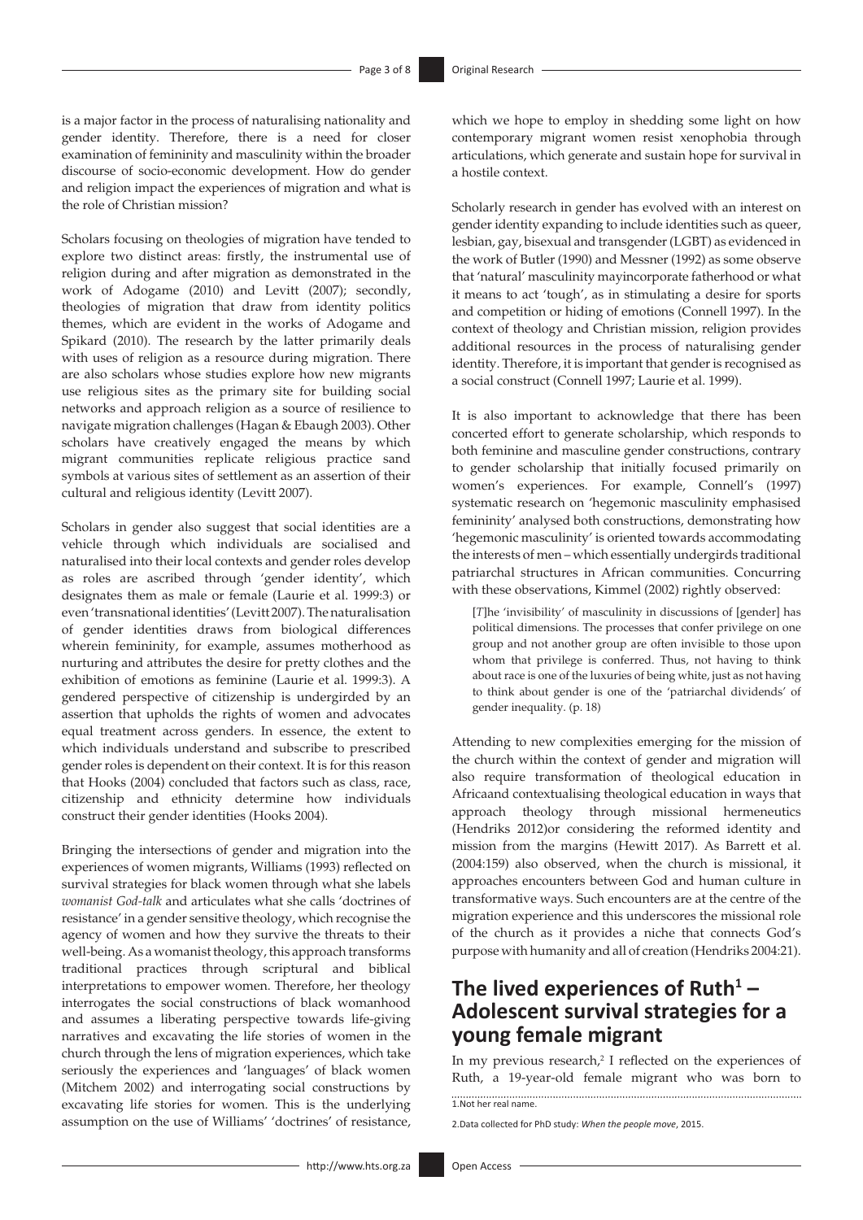is a major factor in the process of naturalising nationality and gender identity. Therefore, there is a need for closer examination of femininity and masculinity within the broader discourse of socio-economic development. How do gender and religion impact the experiences of migration and what is the role of Christian mission?

Scholars focusing on theologies of migration have tended to explore two distinct areas: firstly, the instrumental use of religion during and after migration as demonstrated in the work of Adogame (2010) and Levitt (2007); secondly, theologies of migration that draw from identity politics themes, which are evident in the works of Adogame and Spikard (2010). The research by the latter primarily deals with uses of religion as a resource during migration. There are also scholars whose studies explore how new migrants use religious sites as the primary site for building social networks and approach religion as a source of resilience to navigate migration challenges (Hagan & Ebaugh 2003). Other scholars have creatively engaged the means by which migrant communities replicate religious practice sand symbols at various sites of settlement as an assertion of their cultural and religious identity (Levitt 2007).

Scholars in gender also suggest that social identities are a vehicle through which individuals are socialised and naturalised into their local contexts and gender roles develop as roles are ascribed through 'gender identity', which designates them as male or female (Laurie et al. 1999:3) or even 'transnational identities' (Levitt 2007). The naturalisation of gender identities draws from biological differences wherein femininity, for example, assumes motherhood as nurturing and attributes the desire for pretty clothes and the exhibition of emotions as feminine (Laurie et al. 1999:3). A gendered perspective of citizenship is undergirded by an assertion that upholds the rights of women and advocates equal treatment across genders. In essence, the extent to which individuals understand and subscribe to prescribed gender roles is dependent on their context. It is for this reason that Hooks (2004) concluded that factors such as class, race, citizenship and ethnicity determine how individuals construct their gender identities (Hooks 2004).

Bringing the intersections of gender and migration into the experiences of women migrants, Williams (1993) reflected on survival strategies for black women through what she labels *womanist God-talk* and articulates what she calls 'doctrines of resistance' in a gender sensitive theology, which recognise the agency of women and how they survive the threats to their well-being. As a womanist theology, this approach transforms traditional practices through scriptural and biblical interpretations to empower women. Therefore, her theology interrogates the social constructions of black womanhood and assumes a liberating perspective towards life-giving narratives and excavating the life stories of women in the church through the lens of migration experiences, which take seriously the experiences and 'languages' of black women (Mitchem 2002) and interrogating social constructions by excavating life stories for women. This is the underlying assumption on the use of Williams' 'doctrines' of resistance, which we hope to employ in shedding some light on how contemporary migrant women resist xenophobia through articulations, which generate and sustain hope for survival in a hostile context.

Scholarly research in gender has evolved with an interest on gender identity expanding to include identities such as queer, lesbian, gay, bisexual and transgender (LGBT) as evidenced in the work of Butler (1990) and Messner (1992) as some observe that 'natural' masculinity mayincorporate fatherhood or what it means to act 'tough', as in stimulating a desire for sports and competition or hiding of emotions (Connell 1997). In the context of theology and Christian mission, religion provides additional resources in the process of naturalising gender identity. Therefore, it is important that gender is recognised as a social construct (Connell 1997; Laurie et al. 1999).

It is also important to acknowledge that there has been concerted effort to generate scholarship, which responds to both feminine and masculine gender constructions, contrary to gender scholarship that initially focused primarily on women's experiences. For example, Connell's (1997) systematic research on 'hegemonic masculinity emphasised femininity' analysed both constructions, demonstrating how 'hegemonic masculinity' is oriented towards accommodating the interests of men – which essentially undergirds traditional patriarchal structures in African communities. Concurring with these observations, Kimmel (2002) rightly observed:

> [*T*]he 'invisibility' of masculinity in discussions of [gender] has political dimensions. The processes that confer privilege on one group and not another group are often invisible to those upon whom that privilege is conferred. Thus, not having to think about race is one of the luxuries of being white, just as not having to think about gender is one of the 'patriarchal dividends' of gender inequality. (p. 18)

Attending to new complexities emerging for the mission of the church within the context of gender and migration will also require transformation of theological education in Africaand contextualising theological education in ways that approach theology through missional hermeneutics (Hendriks 2012)or considering the reformed identity and mission from the margins (Hewitt 2017). As Barrett et al. (2004:159) also observed, when the church is missional, it approaches encounters between God and human culture in transformative ways. Such encounters are at the centre of the migration experience and this underscores the missional role of the church as it provides a niche that connects God's purpose with humanity and all of creation (Hendriks 2004:21).

## The lived experiences of Ruth[1] – Adolescent survival strategies for a young female migrant

In my previous research,[2] I reflected on the experiences of Ruth, a 19-year-old female migrant who was born to

1. Not her real name.

2. Data collected for PhD study: *When the people move*, 2015.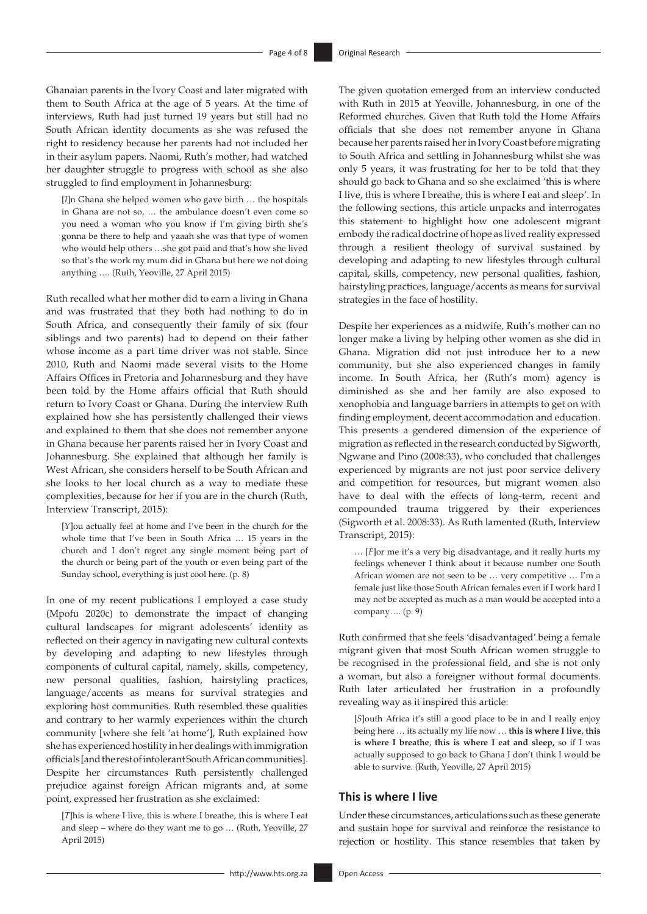Ghanaian parents in the Ivory Coast and later migrated with them to South Africa at the age of 5 years. At the time of interviews, Ruth had just turned 19 years but still had no South African identity documents as she was refused the right to residency because her parents had not included her in their asylum papers. Naomi, Ruth's mother, had watched her daughter struggle to progress with school as she also struggled to find employment in Johannesburg:

> [*I*]n Ghana she helped women who gave birth … the hospitals in Ghana are not so, … the ambulance doesn't even come so you need a woman who you know if I'm giving birth she's gonna be there to help and yaaah she was that type of women who would help others …she got paid and that's how she lived so that's the work my mum did in Ghana but here we not doing anything …. (Ruth, Yeoville, 27 April 2015)

Ruth recalled what her mother did to earn a living in Ghana and was frustrated that they both had nothing to do in South Africa, and consequently their family of six (four siblings and two parents) had to depend on their father whose income as a part time driver was not stable. Since 2010, Ruth and Naomi made several visits to the Home Affairs Offices in Pretoria and Johannesburg and they have been told by the Home affairs official that Ruth should return to Ivory Coast or Ghana. During the interview Ruth explained how she has persistently challenged their views and explained to them that she does not remember anyone in Ghana because her parents raised her in Ivory Coast and Johannesburg. She explained that although her family is West African, she considers herself to be South African and she looks to her local church as a way to mediate these complexities, because for her if you are in the church (Ruth, Interview Transcript, 2015):

> [*Y*]ou actually feel at home and I've been in the church for the whole time that I've been in South Africa … 15 years in the church and I don't regret any single moment being part of the church or being part of the youth or even being part of the Sunday school, everything is just cool here. (p. 8)

In one of my recent publications I employed a case study (Mpofu 2020c) to demonstrate the impact of changing cultural landscapes for migrant adolescents' identity as reflected on their agency in navigating new cultural contexts by developing and adapting to new lifestyles through components of cultural capital, namely, skills, competency, new personal qualities, fashion, hairstyling practices, language/accents as means for survival strategies and exploring host communities. Ruth resembled these qualities and contrary to her warmly experiences within the church community [where she felt 'at home'], Ruth explained how she has experienced hostility in her dealings with immigration officials [and the rest of intolerant South African communities]. Despite her circumstances Ruth persistently challenged prejudice against foreign African migrants and, at some point, expressed her frustration as she exclaimed:

> [*T*]his is where I live, this is where I breathe, this is where I eat and sleep – where do they want me to go … (Ruth, Yeoville, 27 April 2015)

The given quotation emerged from an interview conducted with Ruth in 2015 at Yeoville, Johannesburg, in one of the Reformed churches. Given that Ruth told the Home Affairs officials that she does not remember anyone in Ghana because her parents raised her in Ivory Coast before migrating to South Africa and settling in Johannesburg whilst she was only 5 years, it was frustrating for her to be told that they should go back to Ghana and so she exclaimed 'this is where I live, this is where I breathe, this is where I eat and sleep'. In the following sections, this article unpacks and interrogates this statement to highlight how one adolescent migrant embody the radical doctrine of hope as lived reality expressed through a resilient theology of survival sustained by developing and adapting to new lifestyles through cultural capital, skills, competency, new personal qualities, fashion, hairstyling practices, language/accents as means for survival strategies in the face of hostility.

Despite her experiences as a midwife, Ruth's mother can no longer make a living by helping other women as she did in Ghana. Migration did not just introduce her to a new community, but she also experienced changes in family income. In South Africa, her (Ruth's mom) agency is diminished as she and her family are also exposed to xenophobia and language barriers in attempts to get on with finding employment, decent accommodation and education. This presents a gendered dimension of the experience of migration as reflected in the research conducted by Sigworth, Ngwane and Pino (2008:33), who concluded that challenges experienced by migrants are not just poor service delivery and competition for resources, but migrant women also have to deal with the effects of long-term, recent and compounded trauma triggered by their experiences (Sigworth et al. 2008:33). As Ruth lamented (Ruth, Interview Transcript, 2015):

> … [*F*]or me it's a very big disadvantage, and it really hurts my feelings whenever I think about it because number one South African women are not seen to be … very competitive … I'm a female just like those South African females even if I work hard I may not be accepted as much as a man would be accepted into a company…. (p. 9)

Ruth confirmed that she feels 'disadvantaged' being a female migrant given that most South African women struggle to be recognised in the professional field, and she is not only a woman, but also a foreigner without formal documents. Ruth later articulated her frustration in a profoundly revealing way as it inspired this article:

> [*S*]outh Africa it's still a good place to be in and I really enjoy being here … its actually my life now … **this is where I live**, **this is where I breathe**, **this is where I eat and sleep,** so if I was actually supposed to go back to Ghana I don't think I would be able to survive. (Ruth, Yeoville, 27 April 2015)

## This is where I live

Under these circumstances, articulations such as these generate and sustain hope for survival and reinforce the resistance to rejection or hostility. This stance resembles that taken by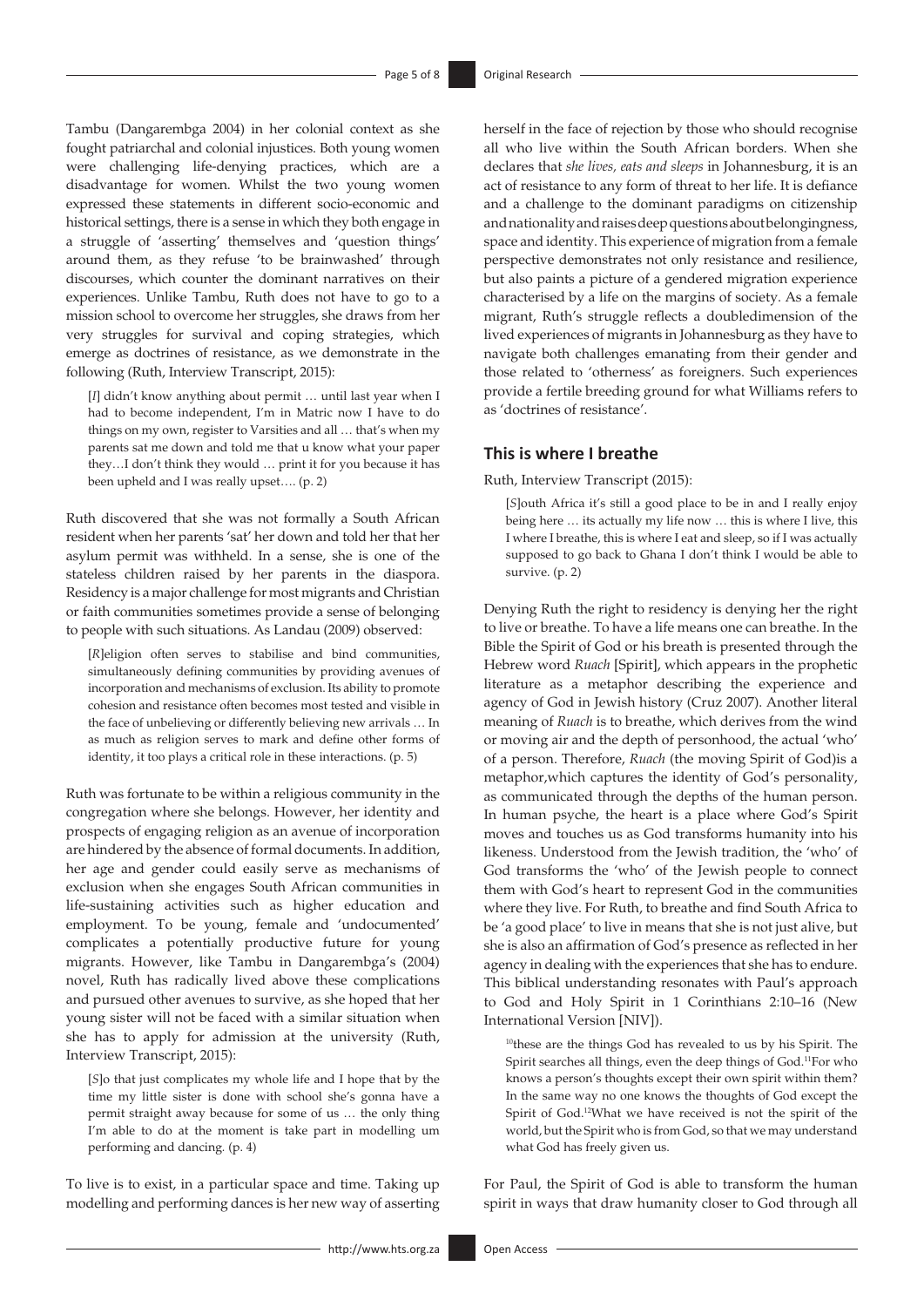Tambu (Dangarembga 2004) in her colonial context as she fought patriarchal and colonial injustices. Both young women were challenging life-denying practices, which are a disadvantage for women. Whilst the two young women expressed these statements in different socio-economic and historical settings, there is a sense in which they both engage in a struggle of 'asserting' themselves and 'question things' around them, as they refuse 'to be brainwashed' through discourses, which counter the dominant narratives on their experiences. Unlike Tambu, Ruth does not have to go to a mission school to overcome her struggles, she draws from her very struggles for survival and coping strategies, which emerge as doctrines of resistance, as we demonstrate in the following (Ruth, Interview Transcript, 2015):

> [*I*] didn't know anything about permit … until last year when I had to become independent, I'm in Matric now I have to do things on my own, register to Varsities and all … that's when my parents sat me down and told me that u know what your paper they…I don't think they would … print it for you because it has been upheld and I was really upset…. (p. 2)

Ruth discovered that she was not formally a South African resident when her parents 'sat' her down and told her that her asylum permit was withheld. In a sense, she is one of the stateless children raised by her parents in the diaspora. Residency is a major challenge for most migrants and Christian or faith communities sometimes provide a sense of belonging to people with such situations. As Landau (2009) observed:

> [*R*]eligion often serves to stabilise and bind communities, simultaneously defining communities by providing avenues of incorporation and mechanisms of exclusion. Its ability to promote cohesion and resistance often becomes most tested and visible in the face of unbelieving or differently believing new arrivals … In as much as religion serves to mark and define other forms of identity, it too plays a critical role in these interactions. (p. 5)

Ruth was fortunate to be within a religious community in the congregation where she belongs. However, her identity and prospects of engaging religion as an avenue of incorporation are hindered by the absence of formal documents. In addition, her age and gender could easily serve as mechanisms of exclusion when she engages South African communities in life-sustaining activities such as higher education and employment. To be young, female and 'undocumented' complicates a potentially productive future for young migrants. However, like Tambu in Dangarembga's (2004) novel, Ruth has radically lived above these complications and pursued other avenues to survive, as she hoped that her young sister will not be faced with a similar situation when she has to apply for admission at the university (Ruth, Interview Transcript, 2015):

> [*S*]o that just complicates my whole life and I hope that by the time my little sister is done with school she's gonna have a permit straight away because for some of us … the only thing I'm able to do at the moment is take part in modelling um performing and dancing. (p. 4)

To live is to exist, in a particular space and time. Taking up modelling and performing dances is her new way of asserting herself in the face of rejection by those who should recognise all who live within the South African borders. When she declares that *she lives, eats and sleeps* in Johannesburg, it is an act of resistance to any form of threat to her life. It is defiance and a challenge to the dominant paradigms on citizenship and nationality and raises deep questions about belongingness, space and identity. This experience of migration from a female perspective demonstrates not only resistance and resilience, but also paints a picture of a gendered migration experience characterised by a life on the margins of society. As a female migrant, Ruth's struggle reflects a doubledimension of the lived experiences of migrants in Johannesburg as they have to navigate both challenges emanating from their gender and those related to 'otherness' as foreigners. Such experiences provide a fertile breeding ground for what Williams refers to as 'doctrines of resistance'.

## This is where I breathe

Ruth, Interview Transcript (2015):

> [*S*]outh Africa it's still a good place to be in and I really enjoy being here … its actually my life now … this is where I live, this I where I breathe, this is where I eat and sleep, so if I was actually supposed to go back to Ghana I don't think I would be able to survive. (p. 2)

Denying Ruth the right to residency is denying her the right to live or breathe. To have a life means one can breathe. In the Bible the Spirit of God or his breath is presented through the Hebrew word *Ruach* [Spirit], which appears in the prophetic literature as a metaphor describing the experience and agency of God in Jewish history (Cruz 2007). Another literal meaning of *Ruach* is to breathe, which derives from the wind or moving air and the depth of personhood, the actual 'who' of a person. Therefore, *Ruach* (the moving Spirit of God)is a metaphor,which captures the identity of God's personality, as communicated through the depths of the human person. In human psyche, the heart is a place where God's Spirit moves and touches us as God transforms humanity into his likeness. Understood from the Jewish tradition, the 'who' of God transforms the 'who' of the Jewish people to connect them with God's heart to represent God in the communities where they live. For Ruth, to breathe and find South Africa to be 'a good place' to live in means that she is not just alive, but she is also an affirmation of God's presence as reflected in her agency in dealing with the experiences that she has to endure. This biblical understanding resonates with Paul's approach to God and Holy Spirit in 1 Corinthians 2:10–16 (New International Version [NIV]).

> [10]these are the things God has revealed to us by his Spirit. The Spirit searches all things, even the deep things of God.[11]For who knows a person's thoughts except their own spirit within them? In the same way no one knows the thoughts of God except the Spirit of God.[12]What we have received is not the spirit of the world, but the Spirit who is from God, so that we may understand what God has freely given us.

For Paul, the Spirit of God is able to transform the human spirit in ways that draw humanity closer to God through all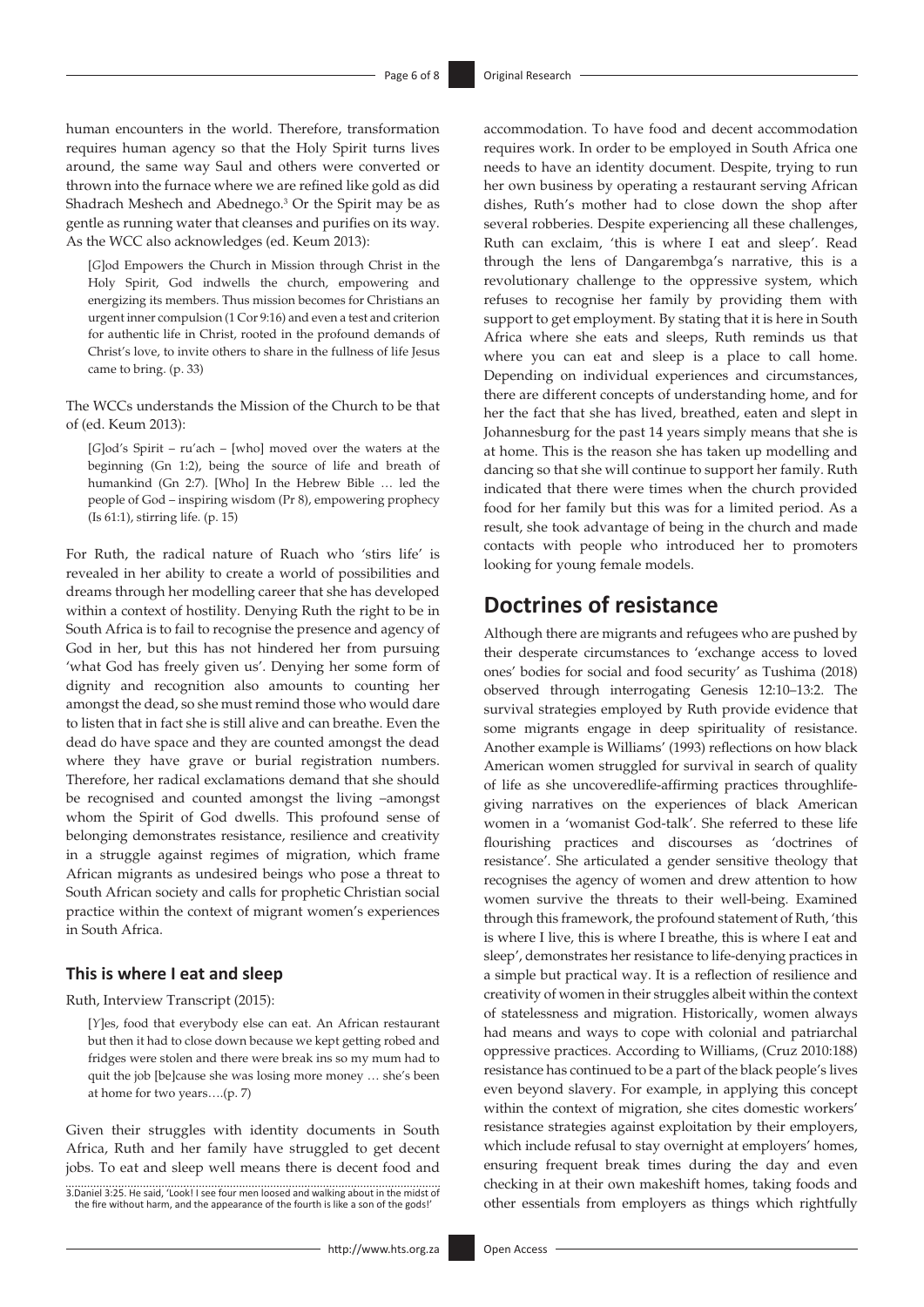human encounters in the world. Therefore, transformation requires human agency so that the Holy Spirit turns lives around, the same way Saul and others were converted or thrown into the furnace where we are refined like gold as did Shadrach Meshech and Abednego.[3] Or the Spirit may be as gentle as running water that cleanses and purifies on its way. As the WCC also acknowledges (ed. Keum 2013):

> [*G*]od Empowers the Church in Mission through Christ in the Holy Spirit, God indwells the church, empowering and energizing its members. Thus mission becomes for Christians an urgent inner compulsion (1 Cor 9:16) and even a test and criterion for authentic life in Christ, rooted in the profound demands of Christ's love, to invite others to share in the fullness of life Jesus came to bring. (p. 33)

The WCCs understands the Mission of the Church to be that of (ed. Keum 2013):

> [*G*]od's Spirit – ru'ach – [who] moved over the waters at the beginning (Gn 1:2), being the source of life and breath of humankind (Gn 2:7). [Who] In the Hebrew Bible … led the people of God – inspiring wisdom (Pr 8), empowering prophecy (Is 61:1), stirring life. (p. 15)

For Ruth, the radical nature of Ruach who 'stirs life' is revealed in her ability to create a world of possibilities and dreams through her modelling career that she has developed within a context of hostility. Denying Ruth the right to be in South Africa is to fail to recognise the presence and agency of God in her, but this has not hindered her from pursuing 'what God has freely given us'. Denying her some form of dignity and recognition also amounts to counting her amongst the dead, so she must remind those who would dare to listen that in fact she is still alive and can breathe. Even the dead do have space and they are counted amongst the dead where they have grave or burial registration numbers. Therefore, her radical exclamations demand that she should be recognised and counted amongst the living –amongst whom the Spirit of God dwells. This profound sense of belonging demonstrates resistance, resilience and creativity in a struggle against regimes of migration, which frame African migrants as undesired beings who pose a threat to South African society and calls for prophetic Christian social practice within the context of migrant women's experiences in South Africa.

### This is where I eat and sleep

Ruth, Interview Transcript (2015):

> [*Y*]es, food that everybody else can eat. An African restaurant but then it had to close down because we kept getting robed and fridges were stolen and there were break ins so my mum had to quit the job [be]cause she was losing more money … she's been at home for two years….(p. 7)

Given their struggles with identity documents in South Africa, Ruth and her family have struggled to get decent jobs. To eat and sleep well means there is decent food and accommodation. To have food and decent accommodation requires work. In order to be employed in South Africa one needs to have an identity document. Despite, trying to run her own business by operating a restaurant serving African dishes, Ruth's mother had to close down the shop after several robberies. Despite experiencing all these challenges, Ruth can exclaim, 'this is where I eat and sleep'. Read through the lens of Dangarembga's narrative, this is a revolutionary challenge to the oppressive system, which refuses to recognise her family by providing them with support to get employment. By stating that it is here in South Africa where she eats and sleeps, Ruth reminds us that where you can eat and sleep is a place to call home. Depending on individual experiences and circumstances, there are different concepts of understanding home, and for her the fact that she has lived, breathed, eaten and slept in Johannesburg for the past 14 years simply means that she is at home. This is the reason she has taken up modelling and dancing so that she will continue to support her family. Ruth indicated that there were times when the church provided food for her family but this was for a limited period. As a result, she took advantage of being in the church and made contacts with people who introduced her to promoters looking for young female models.

## Doctrines of resistance

Although there are migrants and refugees who are pushed by their desperate circumstances to 'exchange access to loved ones' bodies for social and food security' as Tushima (2018) observed through interrogating Genesis 12:10–13:2. The survival strategies employed by Ruth provide evidence that some migrants engage in deep spirituality of resistance. Another example is Williams' (1993) reflections on how black American women struggled for survival in search of quality of life as she uncoveredlife-affirming practices throughlife-giving narratives on the experiences of black American women in a 'womanist God-talk'. She referred to these life flourishing practices and discourses as 'doctrines of resistance'. She articulated a gender sensitive theology that recognises the agency of women and drew attention to how women survive the threats to their well-being. Examined through this framework, the profound statement of Ruth, 'this is where I live, this is where I breathe, this is where I eat and sleep', demonstrates her resistance to life-denying practices in a simple but practical way. It is a reflection of resilience and creativity of women in their struggles albeit within the context of statelessness and migration. Historically, women always had means and ways to cope with colonial and patriarchal oppressive practices. According to Williams, (Cruz 2010:188) resistance has continued to be a part of the black people's lives even beyond slavery. For example, in applying this concept within the context of migration, she cites domestic workers' resistance strategies against exploitation by their employers, which include refusal to stay overnight at employers' homes, ensuring frequent break times during the day and even checking in at their own makeshift homes, taking foods and other essentials from employers as things which rightfully

3.Daniel 3:25. He said, 'Look! I see four men loosed and walking about in the midst of the fire without harm, and the appearance of the fourth is like a son of the gods!'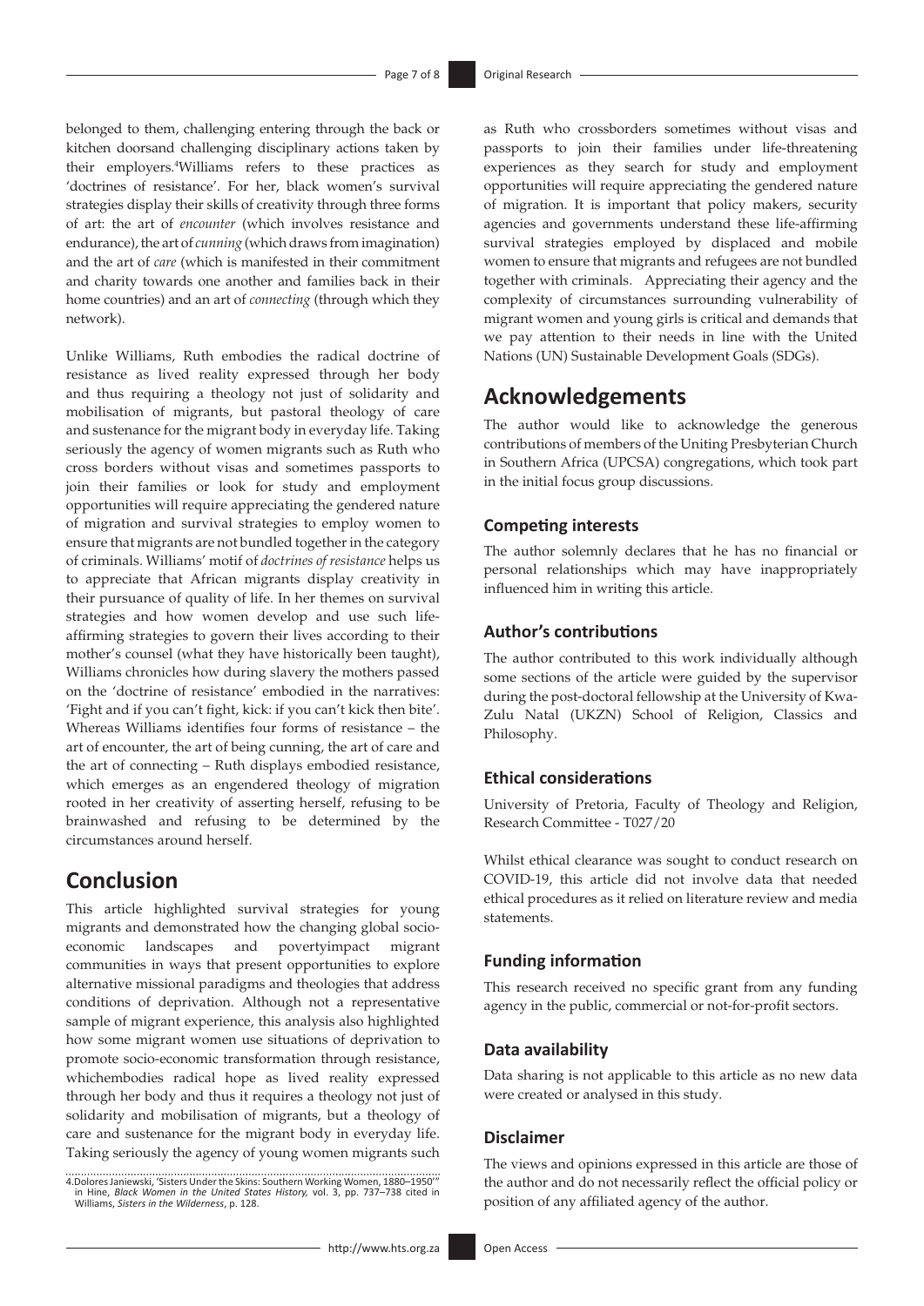belonged to them, challenging entering through the back or kitchen doorsand challenging disciplinary actions taken by their employers.[4]Williams refers to these practices as 'doctrines of resistance'. For her, black women's survival strategies display their skills of creativity through three forms of art: the art of *encounter* (which involves resistance and endurance), the art of *cunning* (which draws from imagination) and the art of *care* (which is manifested in their commitment and charity towards one another and families back in their home countries) and an art of *connecting* (through which they network).

Unlike Williams, Ruth embodies the radical doctrine of resistance as lived reality expressed through her body and thus requiring a theology not just of solidarity and mobilisation of migrants, but pastoral theology of care and sustenance for the migrant body in everyday life. Taking seriously the agency of women migrants such as Ruth who cross borders without visas and sometimes passports to join their families or look for study and employment opportunities will require appreciating the gendered nature of migration and survival strategies to employ women to ensure that migrants are not bundled together in the category of criminals. Williams' motif of *doctrines of resistance* helps us to appreciate that African migrants display creativity in their pursuance of quality of life. In her themes on survival strategies and how women develop and use such life-affirming strategies to govern their lives according to their mother's counsel (what they have historically been taught), Williams chronicles how during slavery the mothers passed on the 'doctrine of resistance' embodied in the narratives: 'Fight and if you can't fight, kick: if you can't kick then bite'. Whereas Williams identifies four forms of resistance – the art of encounter, the art of being cunning, the art of care and the art of connecting – Ruth displays embodied resistance, which emerges as an engendered theology of migration rooted in her creativity of asserting herself, refusing to be brainwashed and refusing to be determined by the circumstances around herself.

## Conclusion

This article highlighted survival strategies for young migrants and demonstrated how the changing global socio-economic landscapes and povertyimpact migrant communities in ways that present opportunities to explore alternative missional paradigms and theologies that address conditions of deprivation. Although not a representative sample of migrant experience, this analysis also highlighted how some migrant women use situations of deprivation to promote socio-economic transformation through resistance, whichembodies radical hope as lived reality expressed through her body and thus it requires a theology not just of solidarity and mobilisation of migrants, but a theology of care and sustenance for the migrant body in everyday life. Taking seriously the agency of young women migrants such as Ruth who crossborders sometimes without visas and passports to join their families under life-threatening experiences as they search for study and employment opportunities will require appreciating the gendered nature of migration. It is important that policy makers, security agencies and governments understand these life-affirming survival strategies employed by displaced and mobile women to ensure that migrants and refugees are not bundled together with criminals. Appreciating their agency and the complexity of circumstances surrounding vulnerability of migrant women and young girls is critical and demands that we pay attention to their needs in line with the United Nations (UN) Sustainable Development Goals (SDGs).

## Acknowledgements

The author would like to acknowledge the generous contributions of members of the Uniting Presbyterian Church in Southern Africa (UPCSA) congregations, which took part in the initial focus group discussions.

### Competing interests

The author solemnly declares that he has no financial or personal relationships which may have inappropriately influenced him in writing this article.

### Author's contributions

The author contributed to this work individually although some sections of the article were guided by the supervisor during the post-doctoral fellowship at the University of Kwa-Zulu Natal (UKZN) School of Religion, Classics and Philosophy.

### Ethical considerations

University of Pretoria, Faculty of Theology and Religion, Research Committee - T027/20

Whilst ethical clearance was sought to conduct research on COVID-19, this article did not involve data that needed ethical procedures as it relied on literature review and media statements.

### Funding information

This research received no specific grant from any funding agency in the public, commercial or not-for-profit sectors.

### Data availability

Data sharing is not applicable to this article as no new data were created or analysed in this study.

### Disclaimer

The views and opinions expressed in this article are those of the author and do not necessarily reflect the official policy or position of any affiliated agency of the author.

4. Dolores Janiewski, 'Sisters Under the Skins: Southern Working Women, 1880–1950'" in Hine, *Black Women in the United States History,* vol. 3, pp. 737–738 cited in Williams, *Sisters in the Wilderness*, p. 128.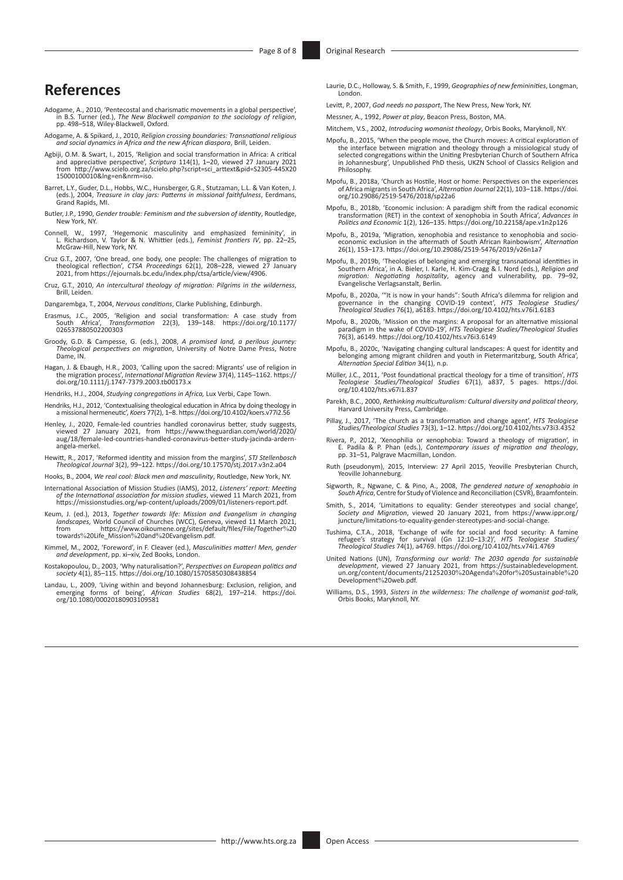# References

Adogame, A., 2010, 'Pentecostal and charismatic movements in a global perspective', in B.S. Turner (ed.), *The New Blackwell companion to the sociology of religion*, pp. 498–518, Wiley-Blackwell, Oxford.

Adogame, A. & Spikard, J., 2010, *Religion crossing boundaries: Transnational religious and social dynamics in Africa and the new African diaspora*, Brill, Leiden.

Agbiji, O.M. & Swart, I., 2015, 'Religion and social transformation in Africa: A critical and appreciative perspective', *Scriptura* 114(1), 1–20, viewed 27 January 2021 from http://www.scielo.org.za/scielo.php?script=sci_arttext&pid=S2305-445X2015000100010&lng=en&nrm=iso.

Barret, L.Y., Guder, D.L., Hobbs, W.C., Hunsberger, G.R., Stutzaman, L.L. & Van Koten, J. (eds.), 2004, *Treasure in clay jars: Patterns in missional faithfulness*, Eerdmans, Grand Rapids, MI.

Butler, J.P., 1990, *Gender trouble: Feminism and the subversion of identity*, Routledge, New York, NY.

Connell, W., 1997, 'Hegemonic masculinity and emphasized femininity', in L. Richardson, V. Taylor & N. Whittier (eds.), *Feminist frontiers IV*, pp. 22–25, McGraw-Hill, New York, NY.

Cruz G.T., 2007, 'One bread, one body, one people: The challenges of migration to theological reflection', *CTSA Proceedings* 62(1), 208–228, viewed 27 January 2021, from https://ejournals.bc.edu/index.php/ctsa/article/view/4906.

Cruz, G.T., 2010, *An intercultural theology of migration: Pilgrims in the wilderness*, Brill, Leiden.

Dangarembga, T., 2004, *Nervous conditions*, Clarke Publishing, Edinburgh.

Erasmus, J.C., 2005, 'Religion and social transformation: A case study from South Africa', *Transformation* 22(3), 139–148. https://doi.org/10.1177/026537880502200303

Groody, G.D. & Campesse, G. (eds.), 2008, *A promised land, a perilous journey: Theological perspectives on migration*, University of Notre Dame Press, Notre Dame, IN.

Hagan, J. & Ebaugh, H.R., 2003, 'Calling upon the sacred: Migrants' use of religion in the migration process', *International Migration Review* 37(4), 1145–1162. https://doi.org/10.1111/j.1747-7379.2003.tb00173.x

Hendriks, H.J., 2004, *Studying congregations in Africa,* Lux Verbi, Cape Town.

Hendriks, H.J., 2012, 'Contextualising theological education in Africa by doing theology in a missional hermeneutic', *Koers* 77(2), 1–8. https://doi.org/10.4102/koers.v77i2.56

Henley, J., 2020, Female-led countries handled coronavirus better, study suggests, viewed 27 January 2021, from https://www.theguardian.com/world/2020/aug/18/female-led-countries-handled-coronavirus-better-study-jacinda-ardern-angela-merkel.

Hewitt, R., 2017, 'Reformed identity and mission from the margins', *STJ Stellenbosch Theological Journal* 3(2), 99–122. https://doi.org/10.17570/stj.2017.v3n2.a04

Hooks, B., 2004, *We real cool: Black men and masculinity*, Routledge, New York, NY.

International Association of Mission Studies (IAMS), 2012, *Listeners' report: Meeting of the International association for mission studies*, viewed 11 March 2021, from https://missionstudies.org/wp-content/uploads/2009/01/listeners-report.pdf.

Keum, J. (ed.), 2013, *Together towards life: Mission and Evangelism in changing landscapes*, World Council of Churches (WCC), Geneva, viewed 11 March 2021, from https://www.oikoumene.org/sites/default/files/File/Together%20towards%20Life_Mission%20and%20Evangelism.pdf.

Kimmel, M., 2002, 'Foreword', in F. Cleaver (ed.), *Masculinities matter! Men, gender and development*, pp. xi–xiv, Zed Books, London.

Kostakopoulou, D., 2003, 'Why naturalisation?', *Perspectives on European politics and society* 4(1), 85–115. https://doi.org/10.1080/15705850308438854

Landau, L., 2009, 'Living within and beyond Johannesburg: Exclusion, religion, and emerging forms of being', *African Studies* 68(2), 197–214. https://doi.org/10.1080/00020180903109581

Laurie, D.C., Holloway, S. & Smith, F., 1999, *Geographies of new femininities*, Longman, London.

Levitt, P., 2007, *God needs no passport*, The New Press, New York, NY.

Messner, A., 1992, *Power at play*, Beacon Press, Boston, MA.

Mitchem, V.S., 2002, *Introducing womanist theology*, Orbis Books, Maryknoll, NY.

Mpofu, B., 2015, 'When the people move, the Church moves: A critical exploration of the interface between migration and theology through a missiological study of selected congregations within the Uniting Presbyterian Church of Southern Africa in Johannesburg', Unpublished PhD thesis, UKZN School of Classics Religion and Philosophy.

Mpofu, B., 2018a, 'Church as Hostile, Host or home: Perspectives on the experiences of Africa migrants in South Africa', *Alternation Journal* 22(1), 103–118. https://doi.org/10.29086/2519-5476/2018/sp22a6

Mpofu, B., 2018b, 'Economic inclusion: A paradigm shift from the radical economic transformation (RET) in the context of xenophobia in South Africa', *Advances in Politics and Economic* 1(2), 126–135. https://doi.org/10.22158/ape.v1n2p126

Mpofu, B., 2019a, 'Migration, xenophobia and resistance to xenophobia and socio-economic exclusion in the aftermath of South African Rainbowism', *Alternation* 26(1), 153–173. https://doi.org/10.29086/2519-5476/2019/v26n1a7

Mpofu, B., 2019b, 'Theologies of belonging and emerging transnational identities in Southern Africa', in A. Bieler, I. Karle, H. Kim-Cragg & I. Nord (eds.), *Religion and migration: Negotiating hospitality*, agency and vulnerability, pp. 79–92, Evangelische Verlagsanstalt, Berlin.

Mpofu, B., 2020a, '"It is now in your hands": South Africa's dilemma for religion and governance in the changing COVID-19 context', *HTS Teologiese Studies/Theological Studies* 76(1), a6183. https://doi.org/10.4102/hts.v76i1.6183

Mpofu, B., 2020b, 'Mission on the margins: A proposal for an alternative missional paradigm in the wake of COVID-19', *HTS Teologiese Studies/Theological Studies* 76(3), a6149. https://doi.org/10.4102/hts.v76i3.6149

Mpofu, B., 2020c, 'Navigating changing cultural landscapes: A quest for identity and belonging among migrant children and youth in Pietermaritzburg, South Africa', *Alternation Special Edition* 34(1), n.p.

Müller, J.C., 2011, 'Post foundational practical theology for a time of transition', *HTS Teologiese Studies/Theological Studies* 67(1), a837, 5 pages. https://doi.org/10.4102/hts.v67i1.837

Parekh, B.C., 2000, *Rethinking multiculturalism: Cultural diversity and political theory*, Harvard University Press, Cambridge.

Pillay, J., 2017, 'The church as a transformation and change agent', *HTS Teologiese Studies/Theological Studies* 73(3), 1–12. https://doi.org/10.4102/hts.v73i3.4352

Rivera, P., 2012, 'Xenophilia or xenophobia: Toward a theology of migration', in E. Padila & P. Phan (eds.), *Contemporary issues of migration and theology*, pp. 31–51, Palgrave Macmillan, London.

Ruth (pseudonym), 2015, Interview: 27 April 2015, Yeoville Presbyterian Church, Yeoville Johanneburg.

Sigworth, R., Ngwane, C. & Pino, A., 2008, *The gendered nature of xenophobia in South Africa*, Centre for Study of Violence and Reconciliation (CSVR), Braamfontein.

Smith, S., 2014, 'Limitations to equality: Gender stereotypes and social change', *Society and Migration*, viewed 20 January 2021, from https://www.ippr.org/juncture/limitations-to-equality-gender-stereotypes-and-social-change.

Tushima, C.T.A., 2018, 'Exchange of wife for social and food security: A famine refugee's strategy for survival (Gn 12:10–13:2)', *HTS Teologiese Studies/Theological Studies* 74(1), a4769. https://doi.org/10.4102/hts.v74i1.4769

United Nations (UN), *Transforming our world: The 2030 agenda for sustainable development*, viewed 27 January 2021, from https://sustainabledevelopment.un.org/content/documents/21252030%20Agenda%20for%20Sustainable%20Development%20web.pdf.

Williams, D.S., 1993, *Sisters in the wilderness: The challenge of womanist god-talk*, Orbis Books, Maryknoll, NY.